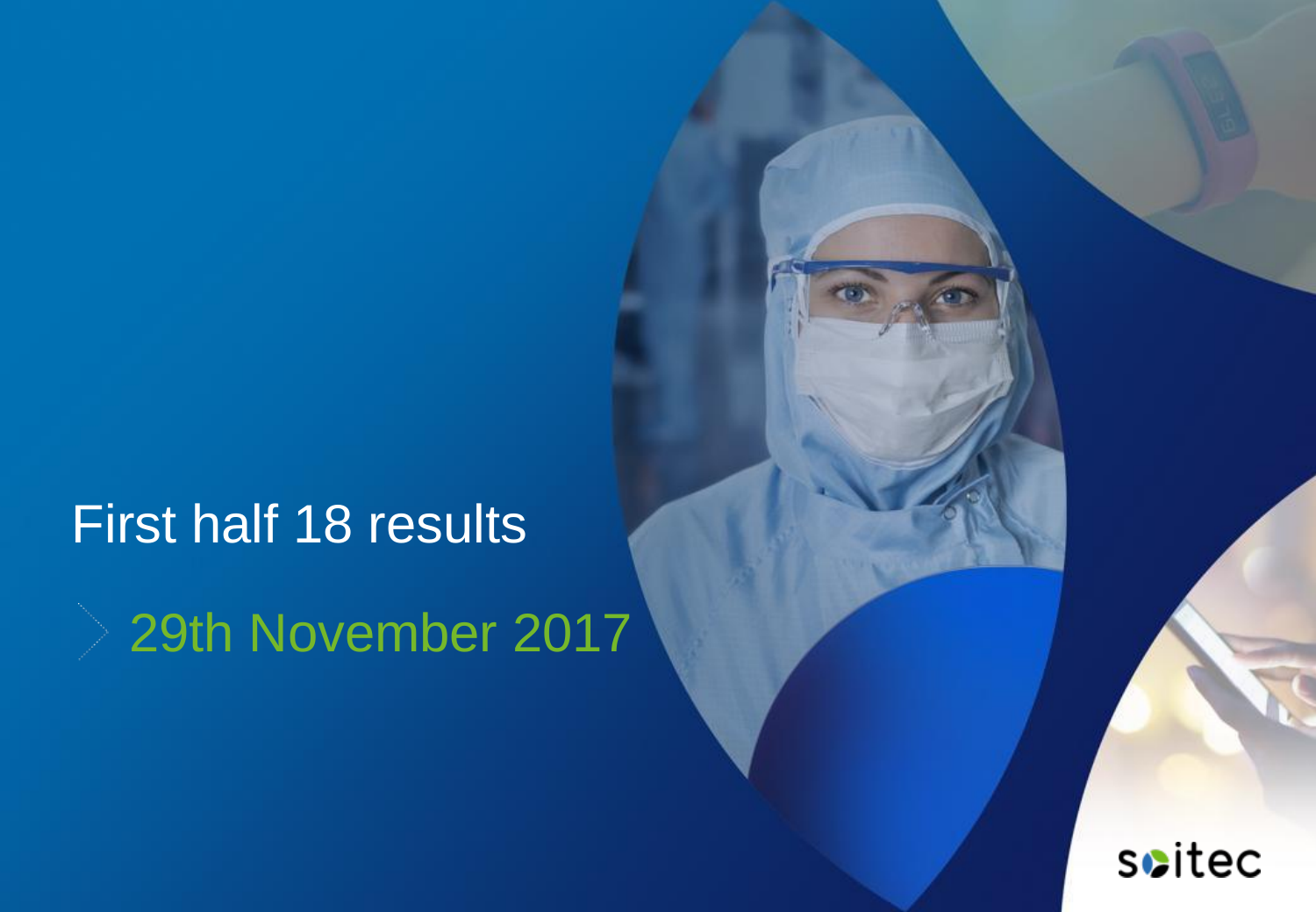# First half 18 results

29th November 2017

soitec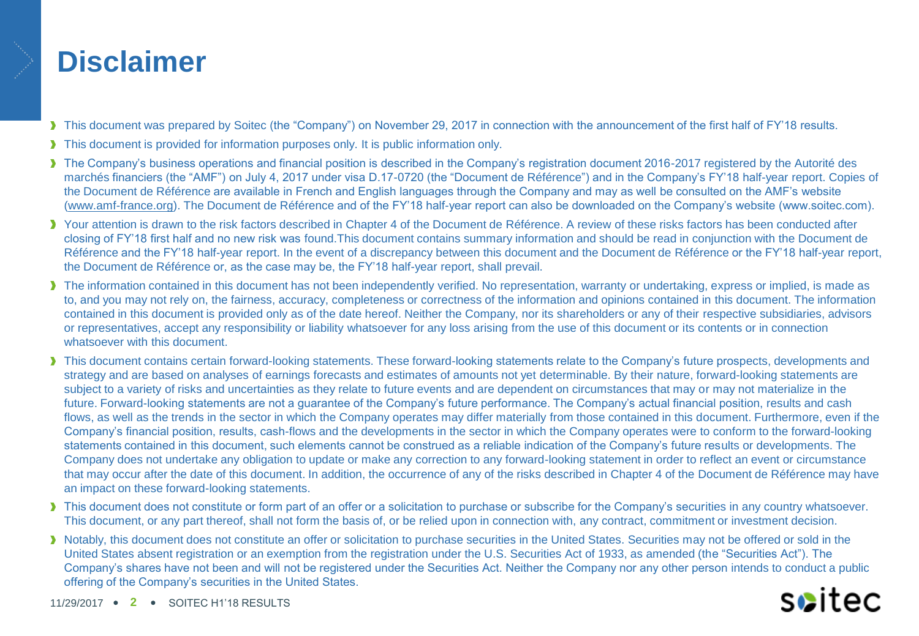# Disclaimer

- This document was prepared by Soitec (the "Company") on November 29, 2017 in connection with the announcement of the first half of FY'18 results.
- This document is provided for information purposes only. It is public information only.
- The Company's business operations and financial position is described in the Company's registration document 2016-2017 registered by the Autorité des marchés financiers (the "AMF") on July 4, 2017 under visa D.17-0720 (the "Document de Référence") and in the Company's FY'18 half-year report. Copies of the Document de Référence are available in French and English languages through the Company and may as well be consulted on the AMF's website (www.amf-france.org). The Document de Référence and of the FY'18 half-year report can also be downloaded on the Company's website (www.soitec.com).
- Your attention is drawn to the risk factors described in Chapter 4 of the Document de Référence. A review of these risks factors has been conducted after closing of FY'18 first half and no new risk was found.This document contains summary information and should be read in conjunction with the Document de Référence and the FY'18 half-year report. In the event of a discrepancy between this document and the Document de Référence or the FY'18 half-year report, the Document de Référence or, as the case may be, the FY'18 half-year report, shall prevail.
- The information contained in this document has not been independently verified. No representation, warranty or undertaking, express or implied, is made as to, and you may not rely on, the fairness, accuracy, completeness or correctness of the information and opinions contained in this document. The information contained in this document is provided only as of the date hereof. Neither the Company, nor its shareholders or any of their respective subsidiaries, advisors or representatives, accept any responsibility or liability whatsoever for any loss arising from the use of this document or its contents or in connection whatsoever with this document.
- This document contains certain forward-looking statements. These forward-looking statements relate to the Company's future prospects, developments and strategy and are based on analyses of earnings forecasts and estimates of amounts not yet determinable. By their nature, forward-looking statements are subject to a variety of risks and uncertainties as they relate to future events and are dependent on circumstances that may or may not materialize in the future. Forward-looking statements are not a guarantee of the Company's future performance. The Company's actual financial position, results and cash flows, as well as the trends in the sector in which the Company operates may differ materially from those contained in this document. Furthermore, even if the Company's financial position, results, cash-flows and the developments in the sector in which the Company operates were to conform to the forward-looking statements contained in this document, such elements cannot be construed as a reliable indication of the Company's future results or developments. The Company does not undertake any obligation to update or make any correction to any forward-looking statement in order to reflect an event or circumstance that may occur after the date of this document. In addition, the occurrence of any of the risks described in Chapter 4 of the Document de Référence may have an impact on these forward-looking statements.
- This document does not constitute or form part of an offer or a solicitation to purchase or subscribe for the Company's securities in any country whatsoever. This document, or any part thereof, shall not form the basis of, or be relied upon in connection with, any contract, commitment or investment decision.
- Notably, this document does not constitute an offer or solicitation to purchase securities in the United States. Securities may not be offered or sold in the United States absent registration or an exemption from the registration under the U.S. Securities Act of 1933, as amended (the "Securities Act"). The Company's shares have not been and will not be registered under the Securities Act. Neither the Company nor any other person intends to conduct a public offering of the Company's securities in the United States.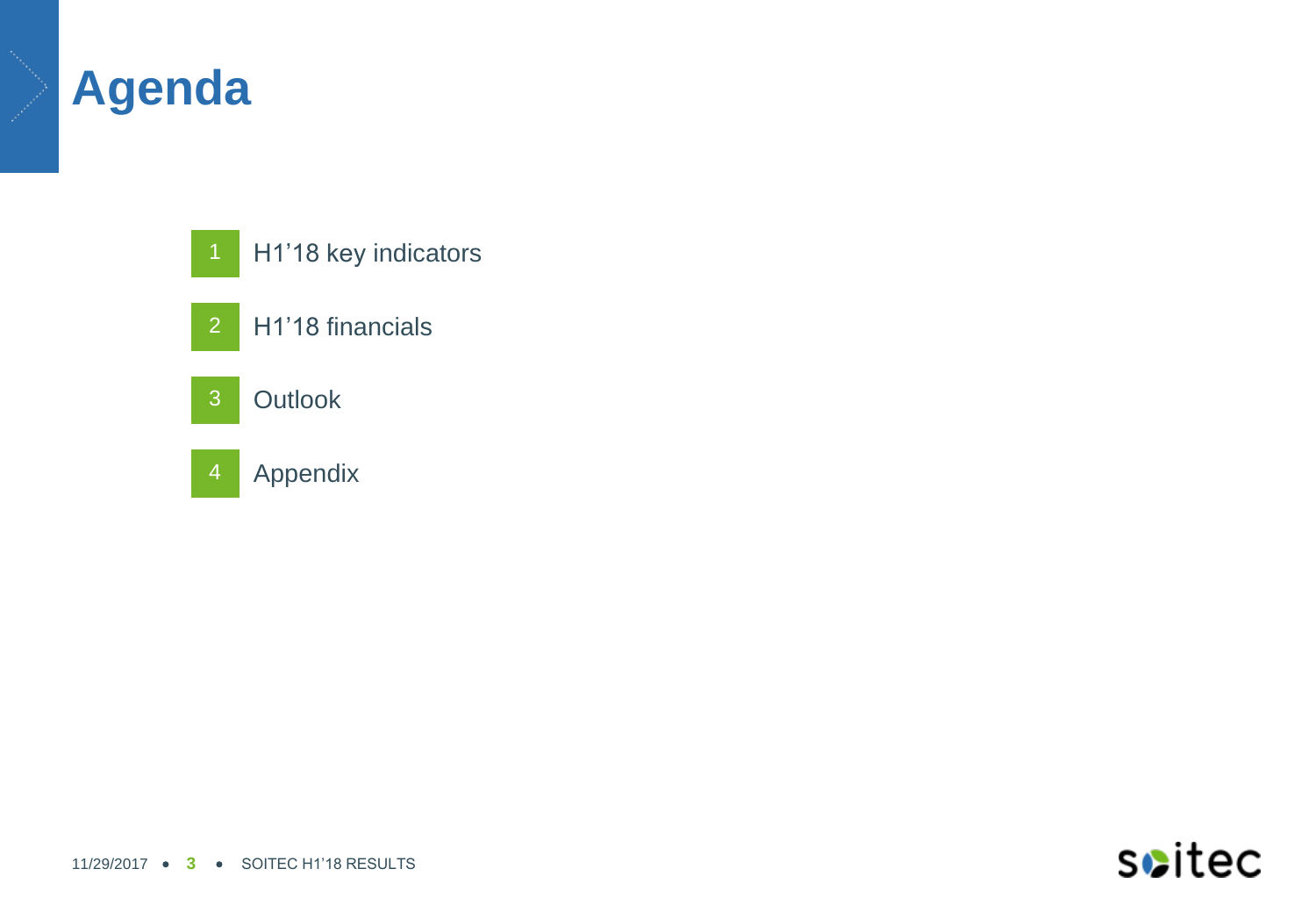# Agenda

1. H1'18 key indicators
2. H1'18 financials
3. Outlook
4. Appendix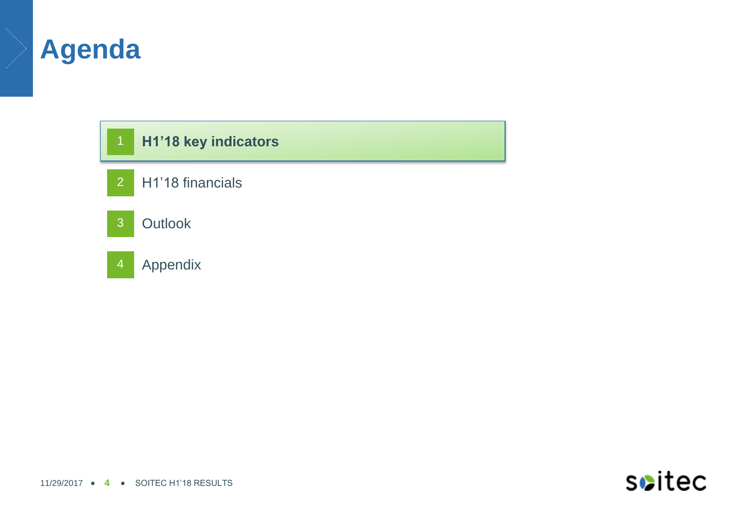# Agenda

1. **H1'18 key indicators**
2. H1'18 financials
3. Outlook
4. Appendix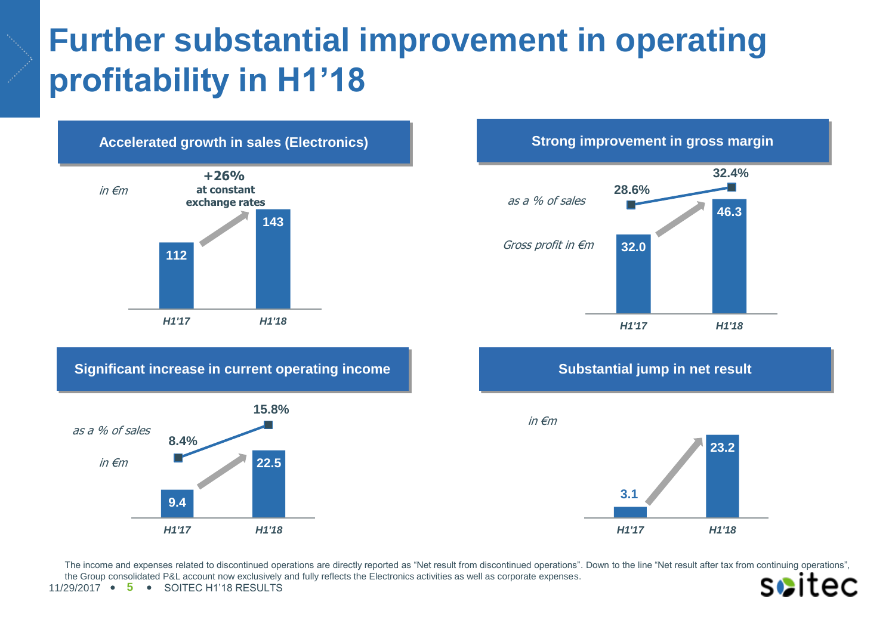# Further substantial improvement in operating profitability in H1'18

## Accelerated growth in sales (Electronics)

*in €m*

**+26%** at constant exchange rates

| | H1'17 | H1'18 |
|---|---|---|
| Sales (€m) | 112 | 143 |

## Strong improvement in gross margin

| | H1'17 | H1'18 |
|---|---|---|
| *as a % of sales* | 28.6% | 32.4% |
| *Gross profit in €m* | 32.0 | 46.3 |

## Significant increase in current operating income

| | H1'17 | H1'18 |
|---|---|---|
| *as a % of sales* | 8.4% | 15.8% |
| *in €m* | 9.4 | 22.5 |

## Substantial jump in net result

*in €m*

| | H1'17 | H1'18 |
|---|---|---|
| Net result (€m) | 3.1 | 23.2 |

The income and expenses related to discontinued operations are directly reported as "Net result from discontinued operations". Down to the line "Net result after tax from continuing operations", the Group consolidated P&L account now exclusively and fully reflects the Electronics activities as well as corporate expenses.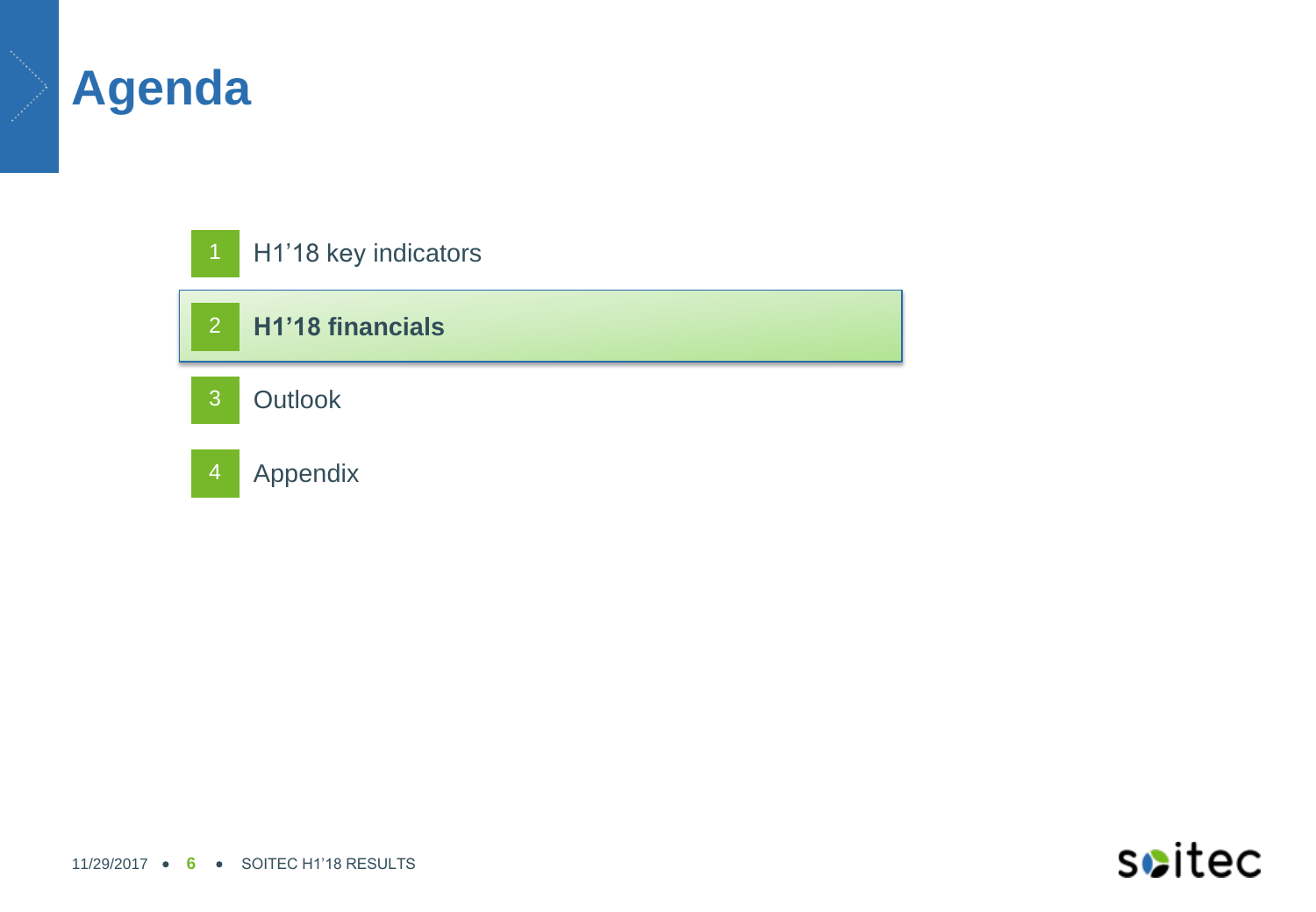# Agenda

1. H1’18 key indicators
2. **H1’18 financials**
3. Outlook
4. Appendix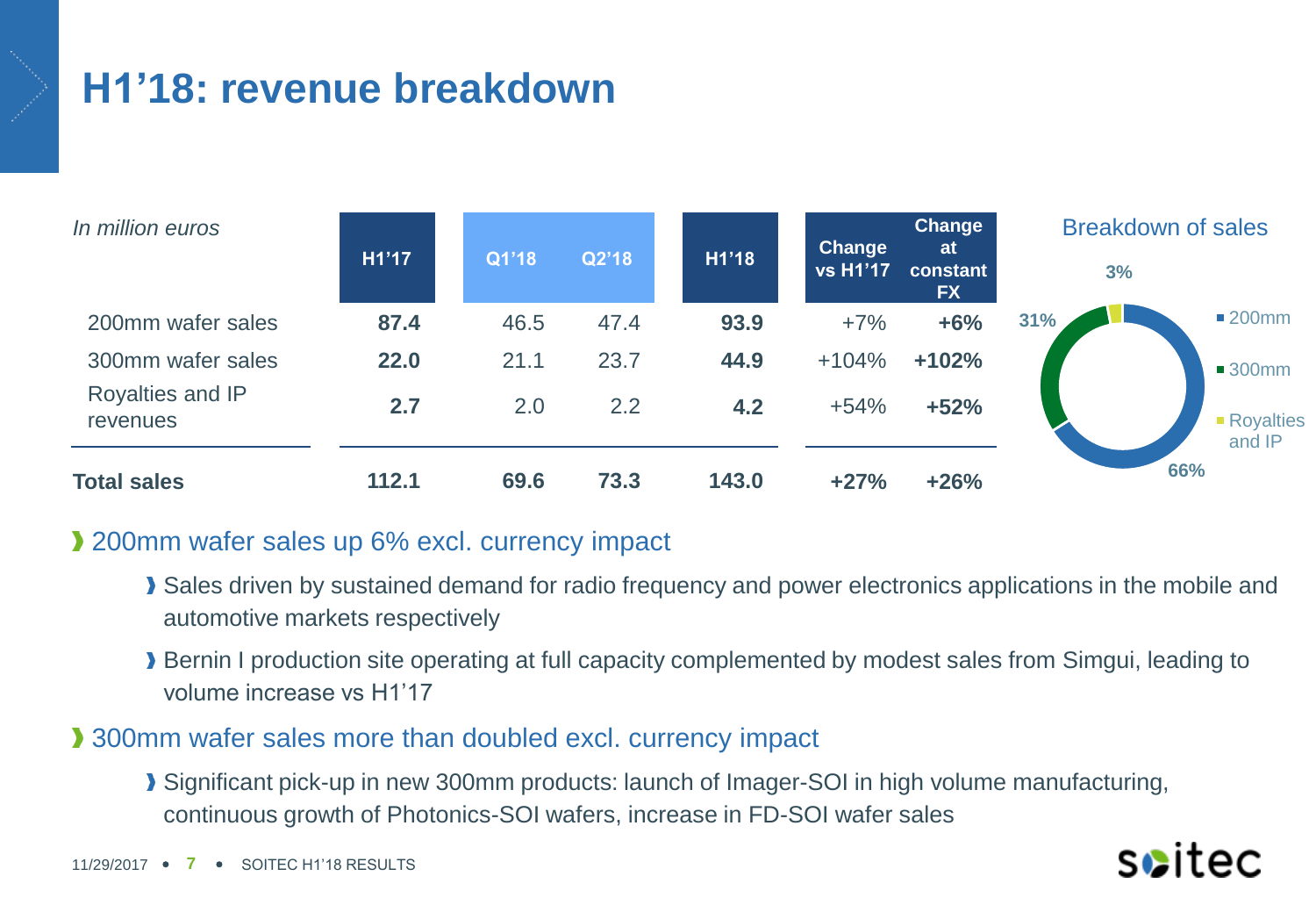# H1'18: revenue breakdown

| *In million euros* | H1'17 | Q1'18 | Q2'18 | H1'18 | Change vs H1'17 | Change at constant FX |
|---|---|---|---|---|---|---|
| 200mm wafer sales | **87.4** | 46.5 | 47.4 | **93.9** | +7% | **+6%** |
| 300mm wafer sales | **22.0** | 21.1 | 23.7 | **44.9** | +104% | **+102%** |
| Royalties and IP revenues | **2.7** | 2.0 | 2.2 | **4.2** | +54% | **+52%** |
| **Total sales** | **112.1** | **69.6** | **73.3** | **143.0** | **+27%** | **+26%** |

Breakdown of sales

- 200mm: 66%
- 300mm: 31%
- Royalties and IP: 3%

- 200mm wafer sales up 6% excl. currency impact
  - Sales driven by sustained demand for radio frequency and power electronics applications in the mobile and automotive markets respectively
  - Bernin I production site operating at full capacity complemented by modest sales from Simgui, leading to volume increase vs H1'17
- 300mm wafer sales more than doubled excl. currency impact
  - Significant pick-up in new 300mm products: launch of Imager-SOI in high volume manufacturing, continuous growth of Photonics-SOI wafers, increase in FD-SOI wafer sales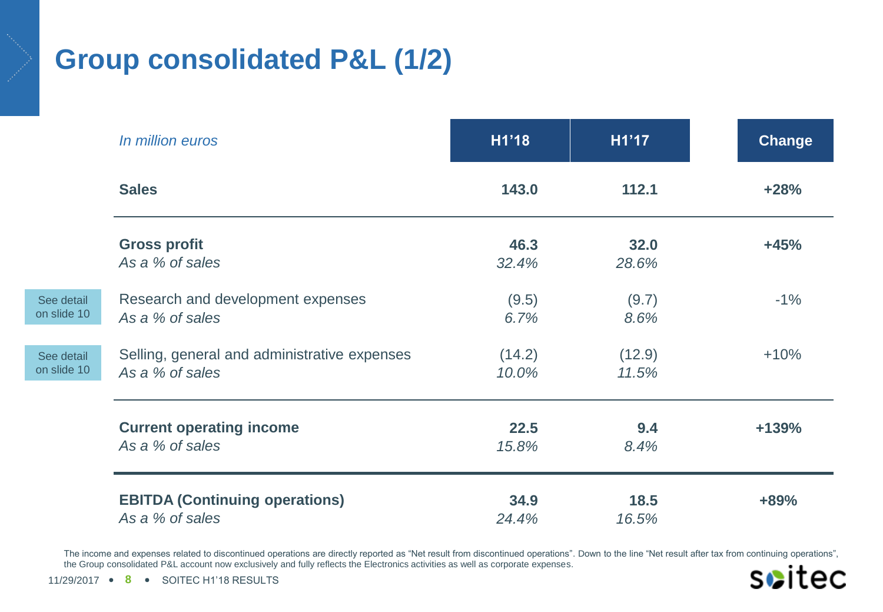# Group consolidated P&L (1/2)

| *In million euros* | H1'18 | H1'17 | Change |
|---|---|---|---|
| **Sales** | **143.0** | **112.1** | **+28%** |
| **Gross profit** | **46.3** | **32.0** | **+45%** |
| *As a % of sales* | *32.4%* | *28.6%* | |
| Research and development expenses (See detail on slide 10) | (9.5) | (9.7) | -1% |
| *As a % of sales* | *6.7%* | *8.6%* | |
| Selling, general and administrative expenses (See detail on slide 10) | (14.2) | (12.9) | +10% |
| *As a % of sales* | *10.0%* | *11.5%* | |
| **Current operating income** | **22.5** | **9.4** | **+139%** |
| *As a % of sales* | *15.8%* | *8.4%* | |
| **EBITDA (Continuing operations)** | **34.9** | **18.5** | **+89%** |
| *As a % of sales* | *24.4%* | *16.5%* | |

The income and expenses related to discontinued operations are directly reported as "Net result from discontinued operations". Down to the line "Net result after tax from continuing operations", the Group consolidated P&L account now exclusively and fully reflects the Electronics activities as well as corporate expenses.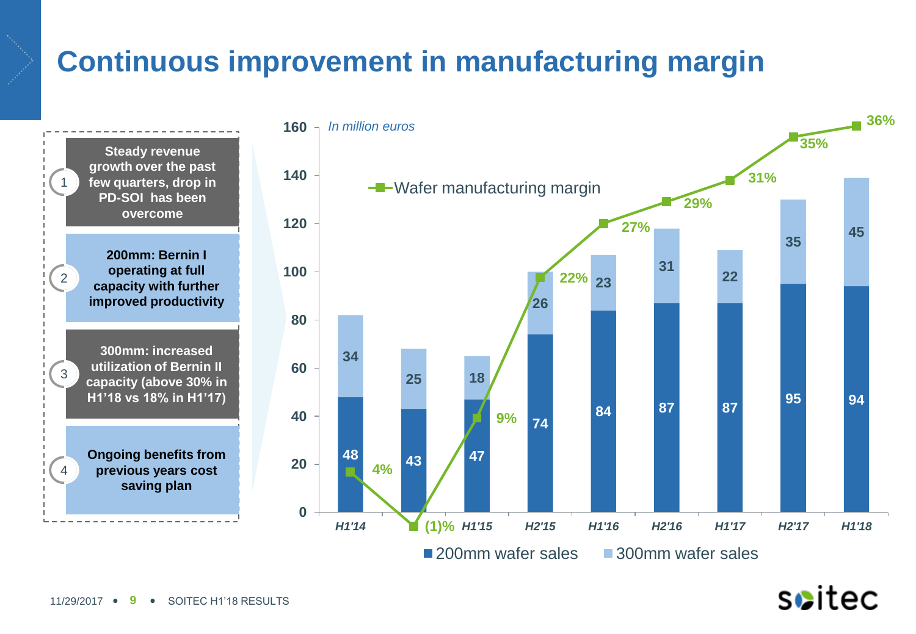# Continuous improvement in manufacturing margin

1. Steady revenue growth over the past few quarters, drop in PD-SOI has been overcome
2. 200mm: Bernin I operating at full capacity with further improved productivity
3. 300mm: increased utilization of Bernin II capacity (above 30% in H1'18 vs 18% in H1'17)
4. Ongoing benefits from previous years cost saving plan

*In million euros*

| Period | 200mm wafer sales | 300mm wafer sales | Wafer manufacturing margin |
|---|---|---|---|
| H1'14 | 48 | 34 | 4% |
| H2'14 | 43 | 25 | (1)% |
| H1'15 | 47 | 18 | 9% |
| H2'15 | 74 | 26 | 22% |
| H1'16 | 84 | 23 | 27% |
| H2'16 | 87 | 31 | 29% |
| H1'17 | 87 | 22 | 31% |
| H2'17 | 95 | 35 | 35% |
| H1'18 | 94 | 45 | 36% |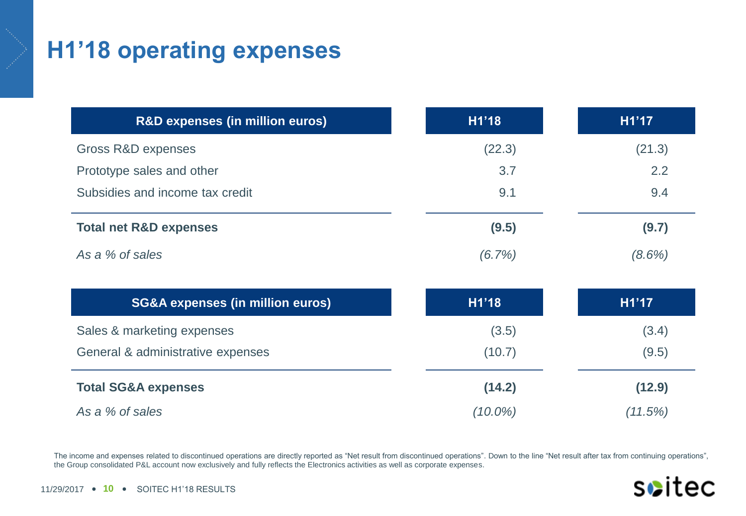# H1'18 operating expenses

| R&D expenses (in million euros) | H1'18 | H1'17 |
|---|---|---|
| Gross R&D expenses | (22.3) | (21.3) |
| Prototype sales and other | 3.7 | 2.2 |
| Subsidies and income tax credit | 9.1 | 9.4 |
| **Total net R&D expenses** | **(9.5)** | **(9.7)** |
| *As a % of sales* | *(6.7%)* | *(8.6%)* |

| SG&A expenses (in million euros) | H1'18 | H1'17 |
|---|---|---|
| Sales & marketing expenses | (3.5) | (3.4) |
| General & administrative expenses | (10.7) | (9.5) |
| **Total SG&A expenses** | **(14.2)** | **(12.9)** |
| *As a % of sales* | *(10.0%)* | *(11.5%)* |

The income and expenses related to discontinued operations are directly reported as "Net result from discontinued operations". Down to the line "Net result after tax from continuing operations", the Group consolidated P&L account now exclusively and fully reflects the Electronics activities as well as corporate expenses.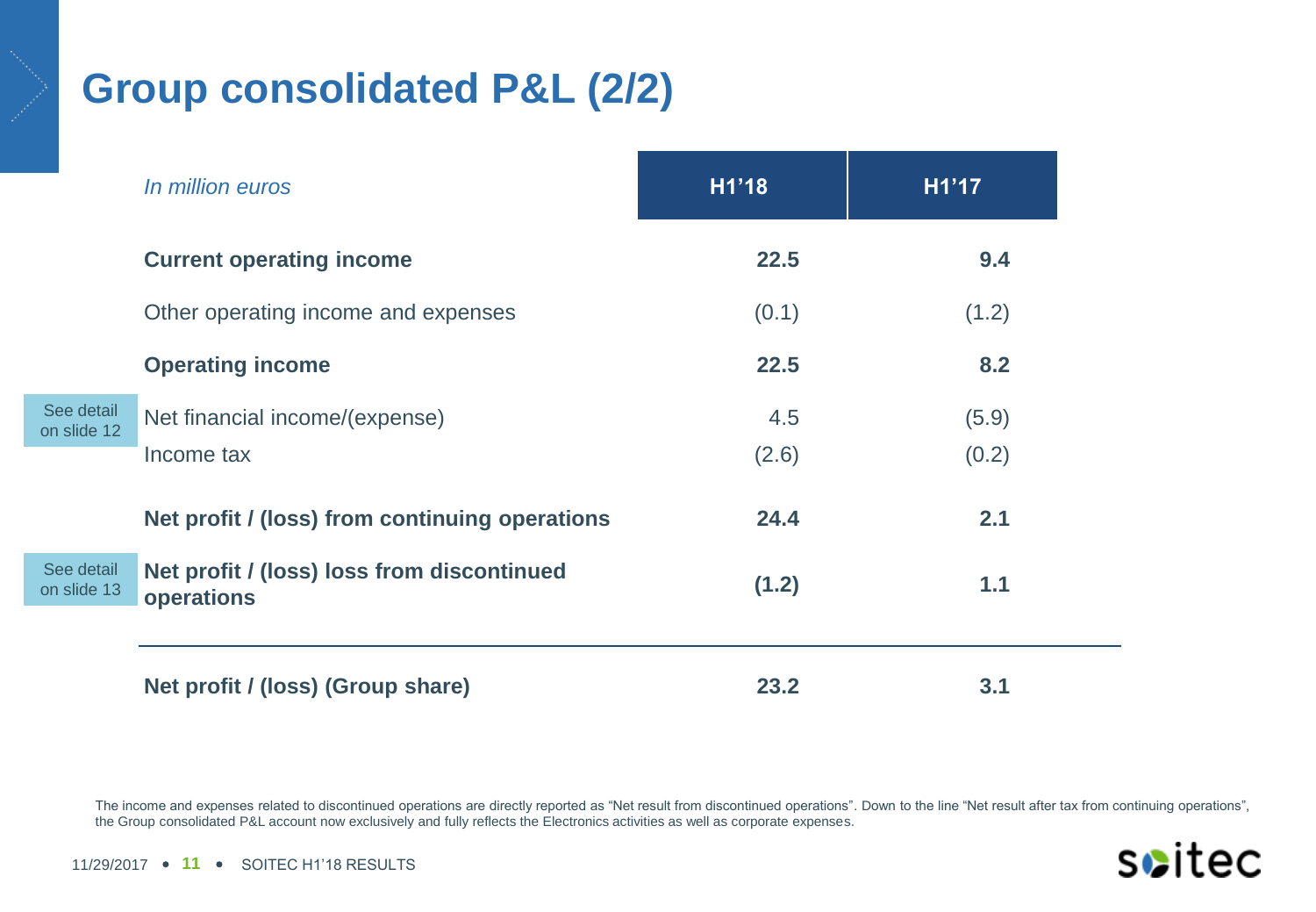# Group consolidated P&L (2/2)

| *In million euros* | H1'18 | H1'17 |
|---|---|---|
| **Current operating income** | **22.5** | **9.4** |
| Other operating income and expenses | (0.1) | (1.2) |
| **Operating income** | **22.5** | **8.2** |
| Net financial income/(expense) | 4.5 | (5.9) |
| Income tax | (2.6) | (0.2) |
| **Net profit / (loss) from continuing operations** | **24.4** | **2.1** |
| **Net profit / (loss) loss from discontinued operations** | **(1.2)** | **1.1** |
| **Net profit / (loss) (Group share)** | **23.2** | **3.1** |

See detail on slide 12

See detail on slide 13

The income and expenses related to discontinued operations are directly reported as "Net result from discontinued operations". Down to the line "Net result after tax from continuing operations", the Group consolidated P&L account now exclusively and fully reflects the Electronics activities as well as corporate expenses.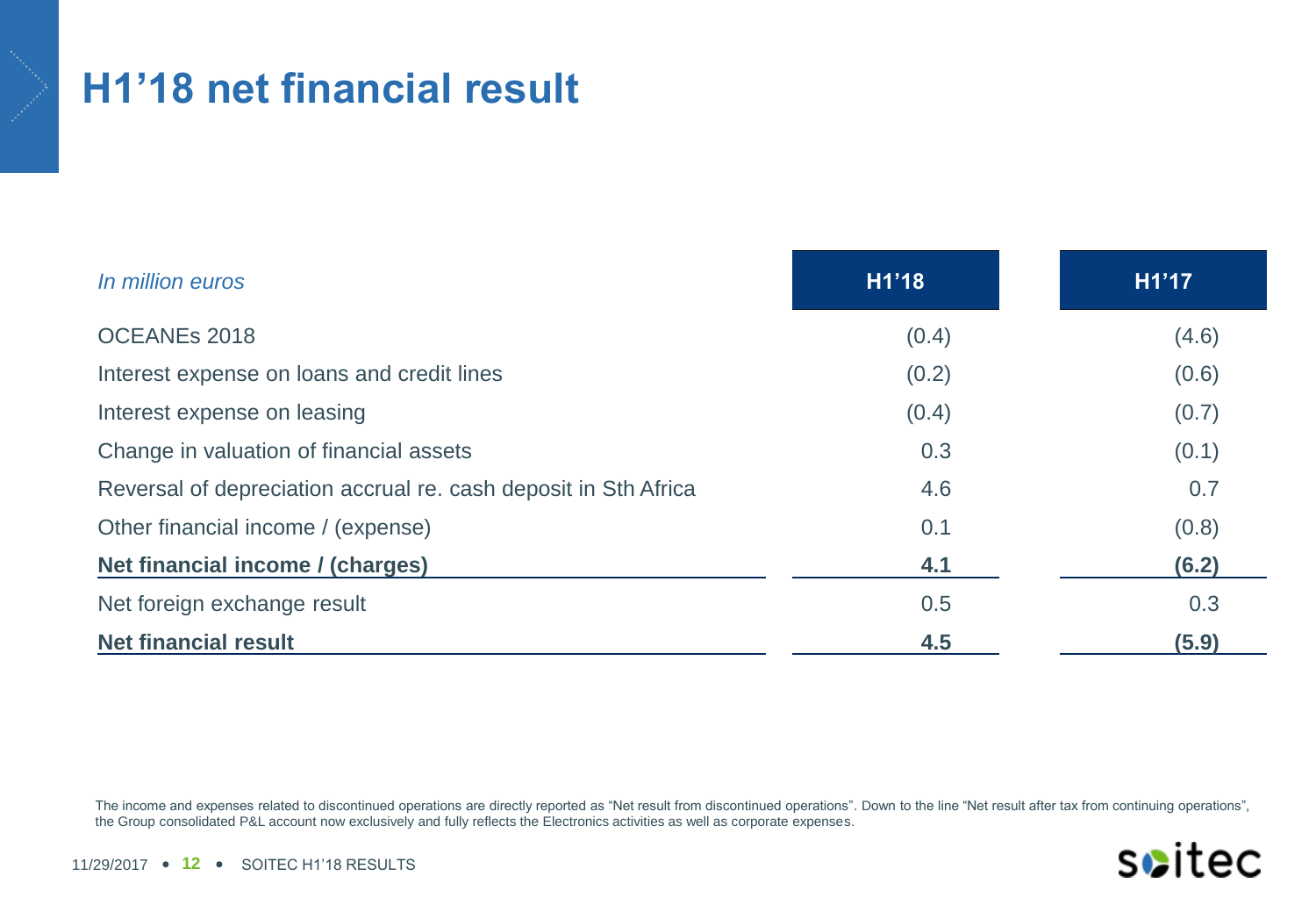# H1'18 net financial result

| *In million euros* | H1'18 | H1'17 |
|---|---|---|
| OCEANEs 2018 | (0.4) | (4.6) |
| Interest expense on loans and credit lines | (0.2) | (0.6) |
| Interest expense on leasing | (0.4) | (0.7) |
| Change in valuation of financial assets | 0.3 | (0.1) |
| Reversal of depreciation accrual re. cash deposit in Sth Africa | 4.6 | 0.7 |
| Other financial income / (expense) | 0.1 | (0.8) |
| **Net financial income / (charges)** | **4.1** | **(6.2)** |
| Net foreign exchange result | 0.5 | 0.3 |
| **Net financial result** | **4.5** | **(5.9)** |

The income and expenses related to discontinued operations are directly reported as "Net result from discontinued operations". Down to the line "Net result after tax from continuing operations", the Group consolidated P&L account now exclusively and fully reflects the Electronics activities as well as corporate expenses.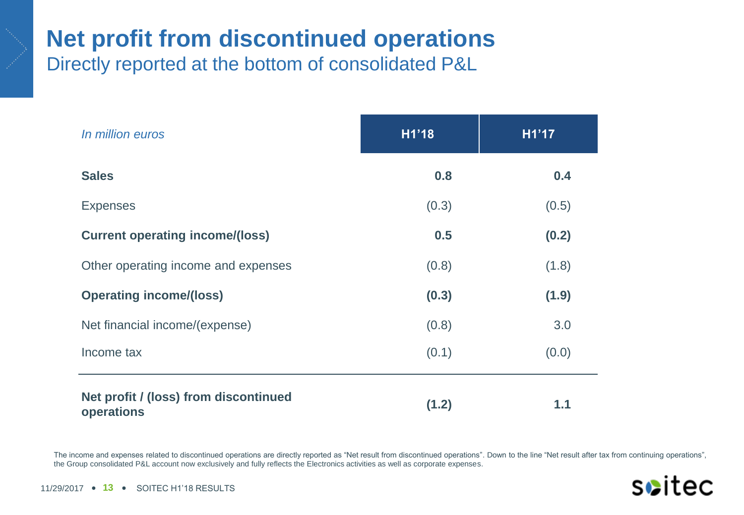# Net profit from discontinued operations

## Directly reported at the bottom of consolidated P&L

| *In million euros* | H1'18 | H1'17 |
|---|---|---|
| **Sales** | **0.8** | **0.4** |
| Expenses | (0.3) | (0.5) |
| **Current operating income/(loss)** | **0.5** | **(0.2)** |
| Other operating income and expenses | (0.8) | (1.8) |
| **Operating income/(loss)** | **(0.3)** | **(1.9)** |
| Net financial income/(expense) | (0.8) | 3.0 |
| Income tax | (0.1) | (0.0) |
| **Net profit / (loss) from discontinued operations** | **(1.2)** | **1.1** |

The income and expenses related to discontinued operations are directly reported as "Net result from discontinued operations". Down to the line "Net result after tax from continuing operations", the Group consolidated P&L account now exclusively and fully reflects the Electronics activities as well as corporate expenses.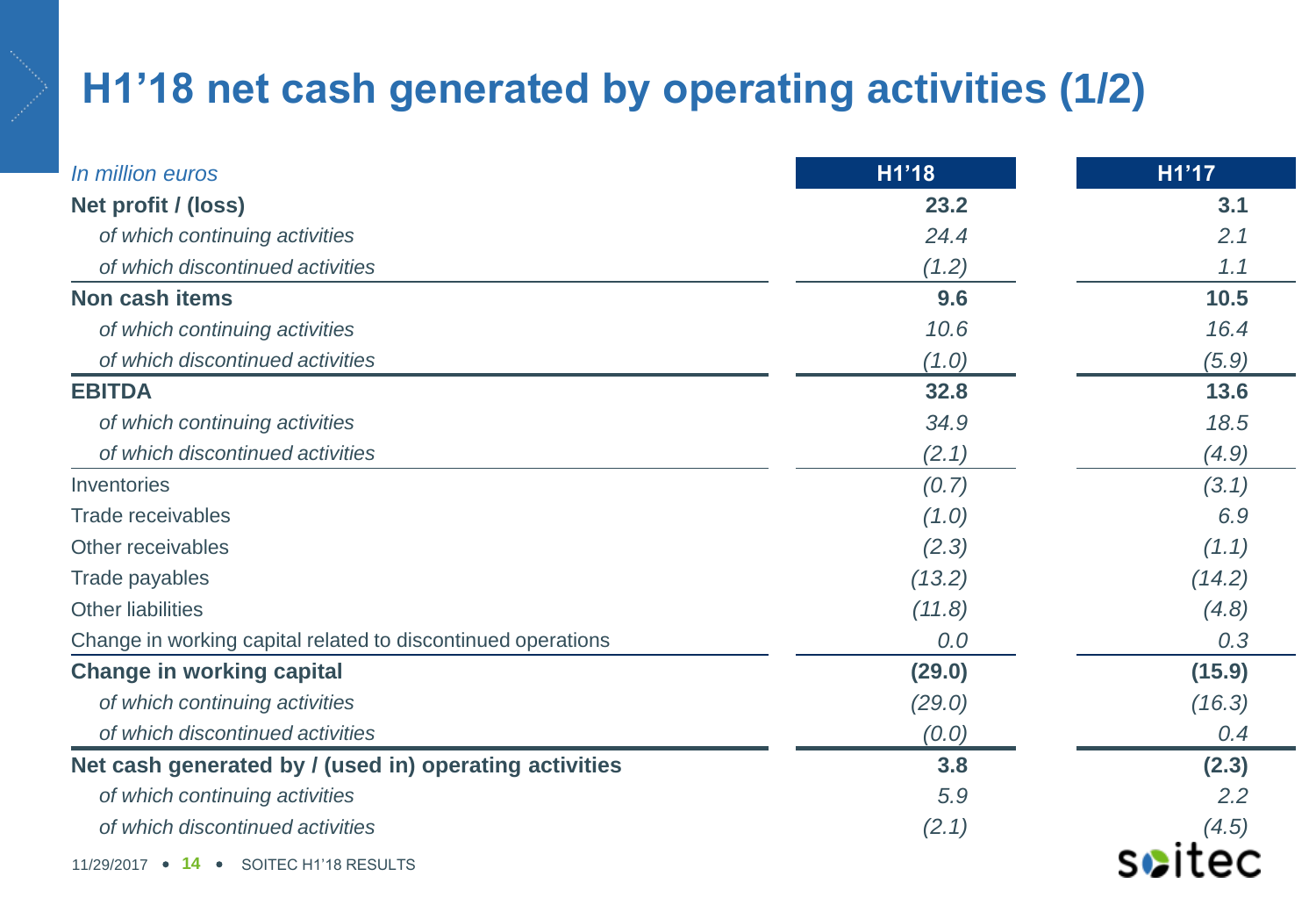# H1'18 net cash generated by operating activities (1/2)

| *In million euros* | H1'18 | H1'17 |
|---|---|---|
| **Net profit / (loss)** | **23.2** | **3.1** |
| *of which continuing activities* | *24.4* | *2.1* |
| *of which discontinued activities* | *(1.2)* | *1.1* |
| **Non cash items** | **9.6** | **10.5** |
| *of which continuing activities* | *10.6* | *16.4* |
| *of which discontinued activities* | *(1.0)* | *(5.9)* |
| **EBITDA** | **32.8** | **13.6** |
| *of which continuing activities* | *34.9* | *18.5* |
| *of which discontinued activities* | *(2.1)* | *(4.9)* |
| Inventories | *(0.7)* | *(3.1)* |
| Trade receivables | *(1.0)* | *6.9* |
| Other receivables | *(2.3)* | *(1.1)* |
| Trade payables | *(13.2)* | *(14.2)* |
| Other liabilities | *(11.8)* | *(4.8)* |
| Change in working capital related to discontinued operations | *0.0* | *0.3* |
| **Change in working capital** | **(29.0)** | **(15.9)** |
| *of which continuing activities* | *(29.0)* | *(16.3)* |
| *of which discontinued activities* | *(0.0)* | *0.4* |
| **Net cash generated by / (used in) operating activities** | **3.8** | **(2.3)** |
| *of which continuing activities* | *5.9* | *2.2* |
| *of which discontinued activities* | *(2.1)* | *(4.5)* |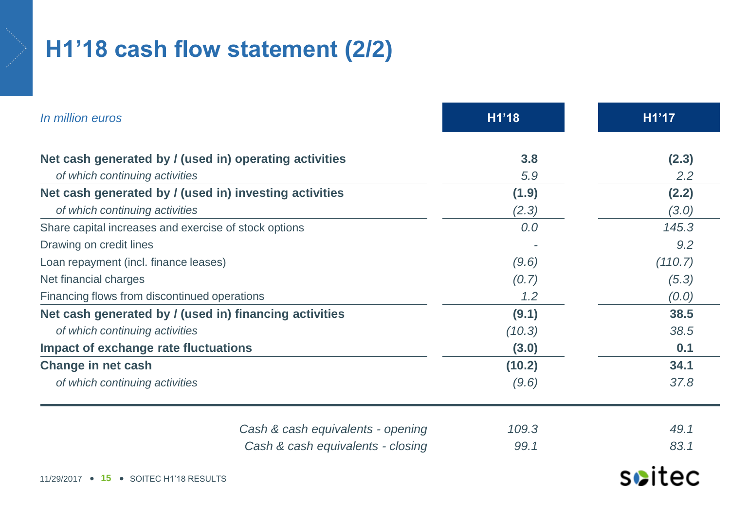# H1'18 cash flow statement (2/2)

| *In million euros* | H1'18 | H1'17 |
|---|---|---|
| **Net cash generated by / (used in) operating activities** | **3.8** | **(2.3)** |
| *of which continuing activities* | *5.9* | *2.2* |
| **Net cash generated by / (used in) investing activities** | **(1.9)** | **(2.2)** |
| *of which continuing activities* | *(2.3)* | *(3.0)* |
| Share capital increases and exercise of stock options | *0.0* | *145.3* |
| Drawing on credit lines | *-* | *9.2* |
| Loan repayment (incl. finance leases) | *(9.6)* | *(110.7)* |
| Net financial charges | *(0.7)* | *(5.3)* |
| Financing flows from discontinued operations | *1.2* | *(0.0)* |
| **Net cash generated by / (used in) financing activities** | **(9.1)** | **38.5** |
| *of which continuing activities* | *(10.3)* | *38.5* |
| **Impact of exchange rate fluctuations** | **(3.0)** | **0.1** |
| **Change in net cash** | **(10.2)** | **34.1** |
| *of which continuing activities* | *(9.6)* | *37.8* |
| *Cash & cash equivalents - opening* | *109.3* | *49.1* |
| *Cash & cash equivalents - closing* | *99.1* | *83.1* |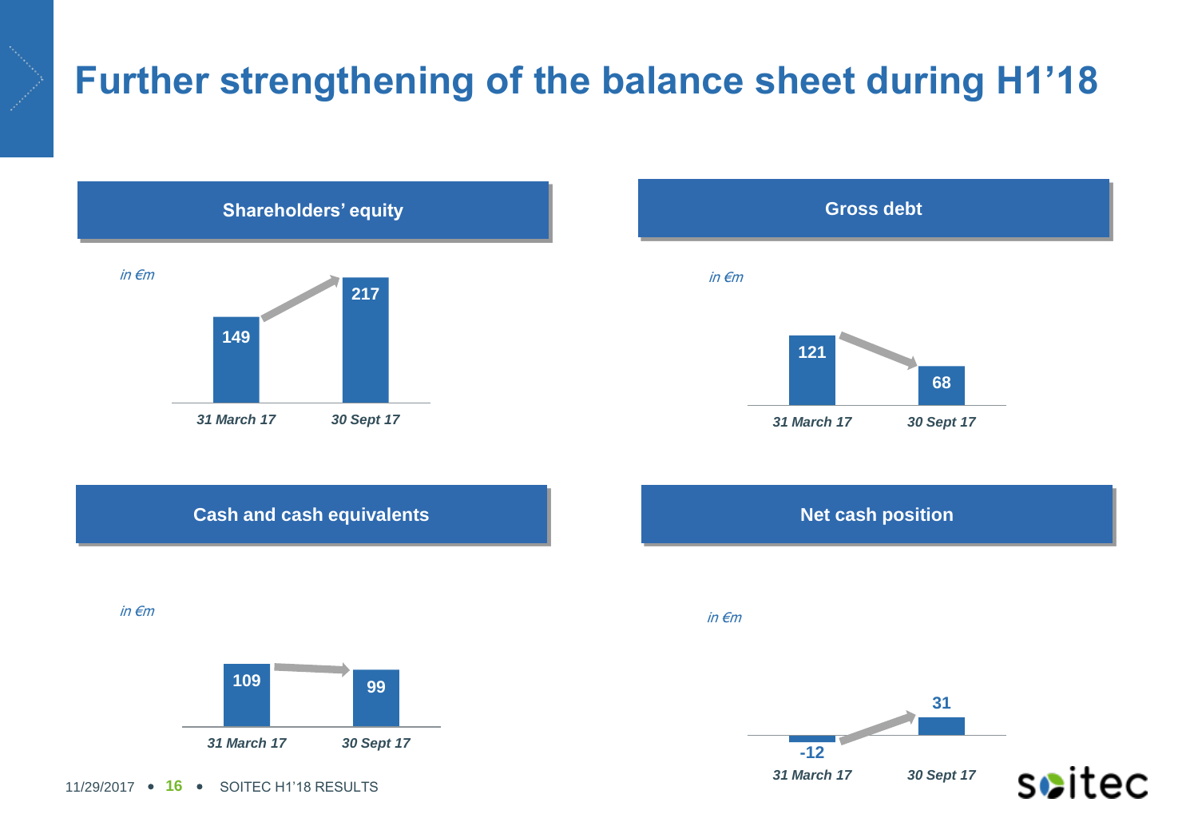# Further strengthening of the balance sheet during H1'18

## Shareholders' equity

*in €m*

| 31 March 17 | 30 Sept 17 |
|---|---|
| 149 | 217 |

## Gross debt

*in €m*

| 31 March 17 | 30 Sept 17 |
|---|---|
| 121 | 68 |

## Cash and cash equivalents

*in €m*

| 31 March 17 | 30 Sept 17 |
|---|---|
| 109 | 99 |

## Net cash position

*in €m*

| 31 March 17 | 30 Sept 17 |
|---|---|
| -12 | 31 |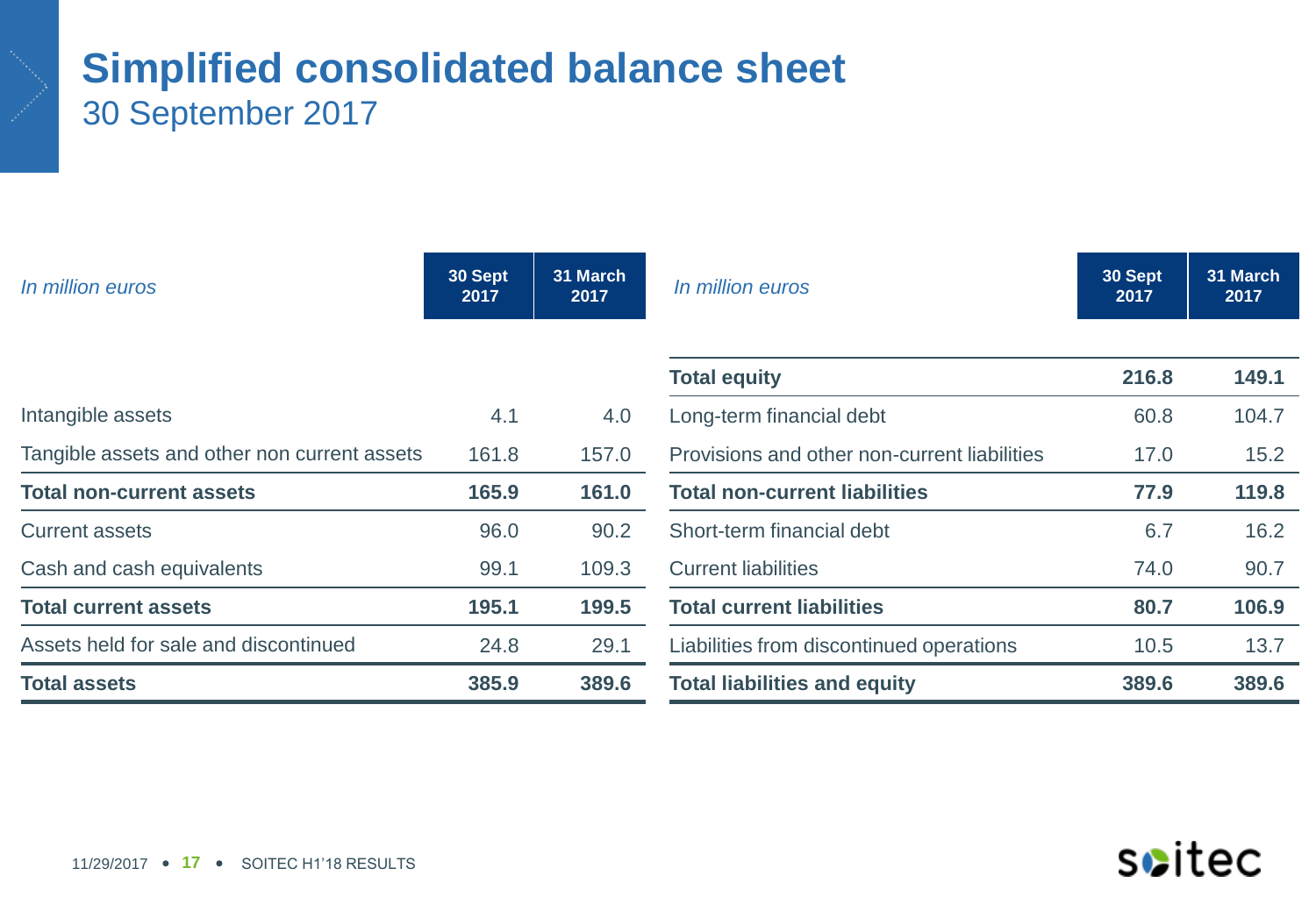# Simplified consolidated balance sheet

## 30 September 2017

| *In million euros* | 30 Sept 2017 | 31 March 2017 |
|---|---|---|
| Intangible assets | 4.1 | 4.0 |
| Tangible assets and other non current assets | 161.8 | 157.0 |
| **Total non-current assets** | **165.9** | **161.0** |
| Current assets | 96.0 | 90.2 |
| Cash and cash equivalents | 99.1 | 109.3 |
| **Total current assets** | **195.1** | **199.5** |
| Assets held for sale and discontinued | 24.8 | 29.1 |
| **Total assets** | **385.9** | **389.6** |

| *In million euros* | 30 Sept 2017 | 31 March 2017 |
|---|---|---|
| **Total equity** | **216.8** | **149.1** |
| Long-term financial debt | 60.8 | 104.7 |
| Provisions and other non-current liabilities | 17.0 | 15.2 |
| **Total non-current liabilities** | **77.9** | **119.8** |
| Short-term financial debt | 6.7 | 16.2 |
| Current liabilities | 74.0 | 90.7 |
| **Total current liabilities** | **80.7** | **106.9** |
| Liabilities from discontinued operations | 10.5 | 13.7 |
| **Total liabilities and equity** | **389.6** | **389.6** |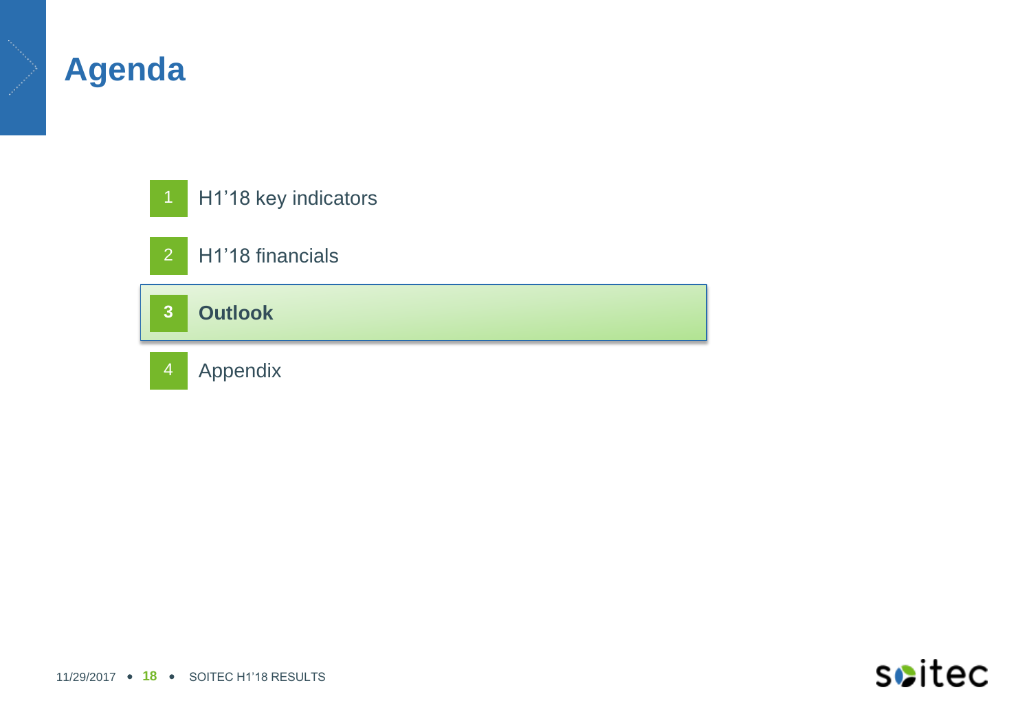# Agenda

1. H1'18 key indicators
2. H1'18 financials
3. **Outlook**
4. Appendix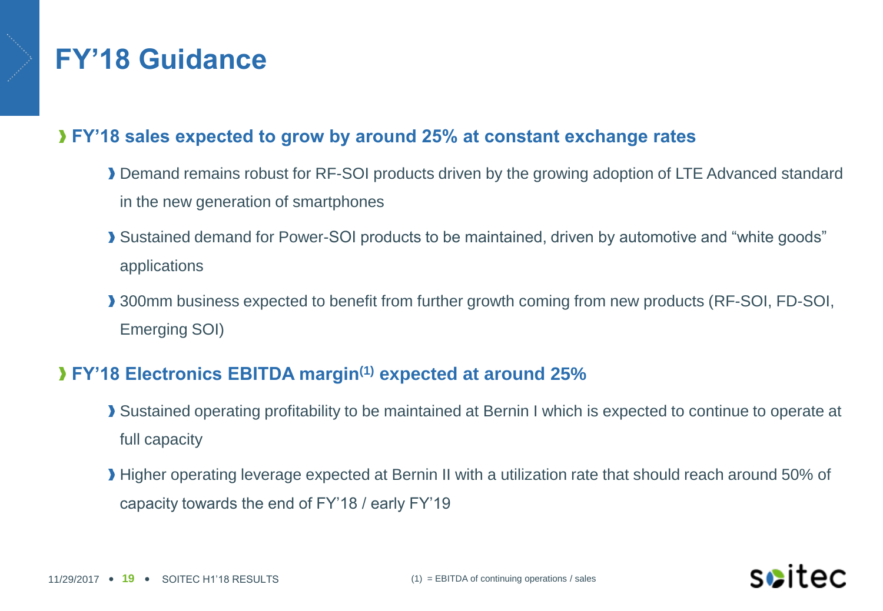# FY'18 Guidance

- **FY'18 sales expected to grow by around 25% at constant exchange rates**
  - Demand remains robust for RF-SOI products driven by the growing adoption of LTE Advanced standard in the new generation of smartphones
  - Sustained demand for Power-SOI products to be maintained, driven by automotive and "white goods" applications
  - 300mm business expected to benefit from further growth coming from new products (RF-SOI, FD-SOI, Emerging SOI)
- **FY'18 Electronics EBITDA margin[(1)] expected at around 25%**
  - Sustained operating profitability to be maintained at Bernin I which is expected to continue to operate at full capacity
  - Higher operating leverage expected at Bernin II with a utilization rate that should reach around 50% of capacity towards the end of FY'18 / early FY'19

(1) = EBITDA of continuing operations / sales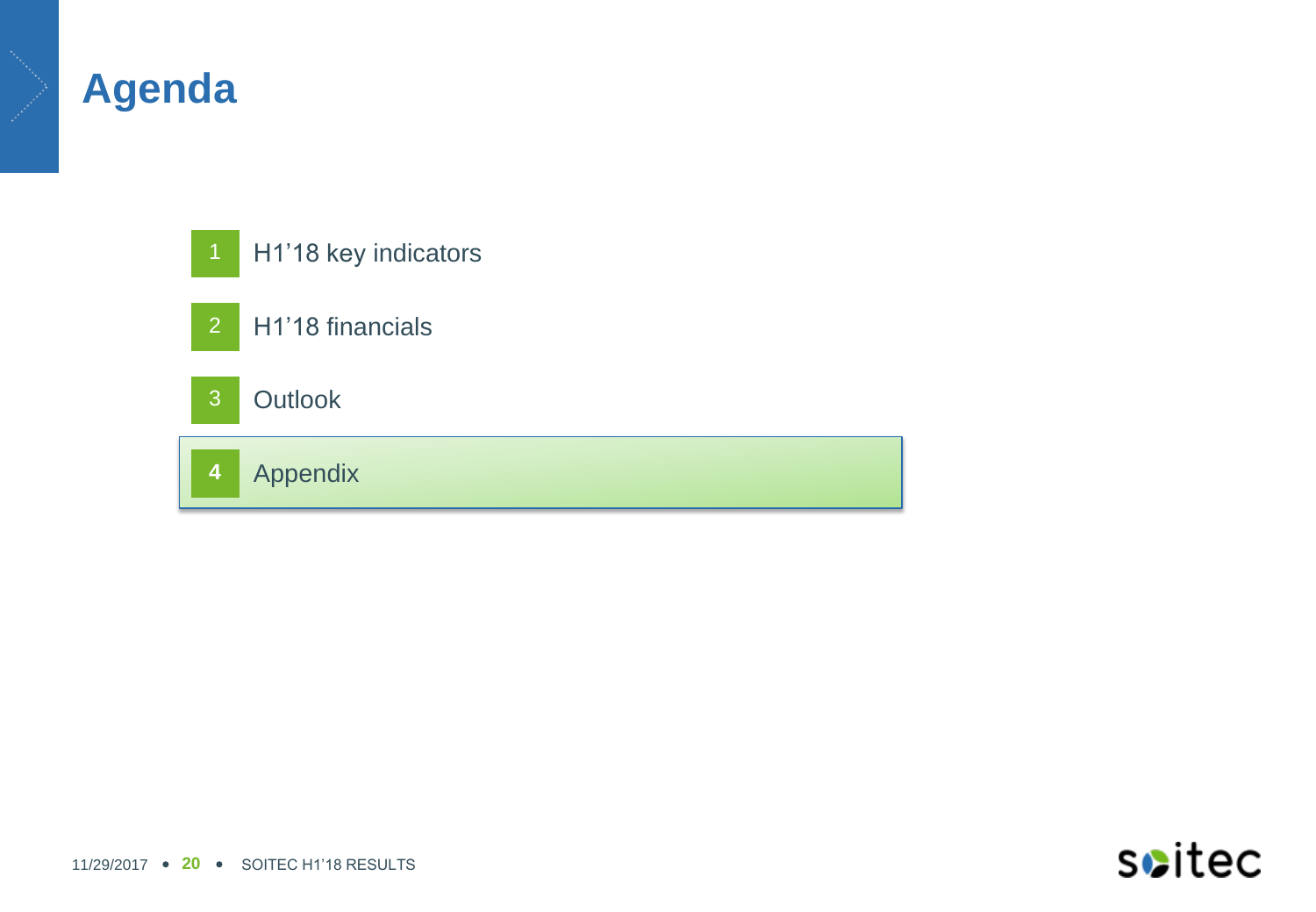# Agenda

1. H1'18 key indicators
2. H1'18 financials
3. Outlook
4. **Appendix**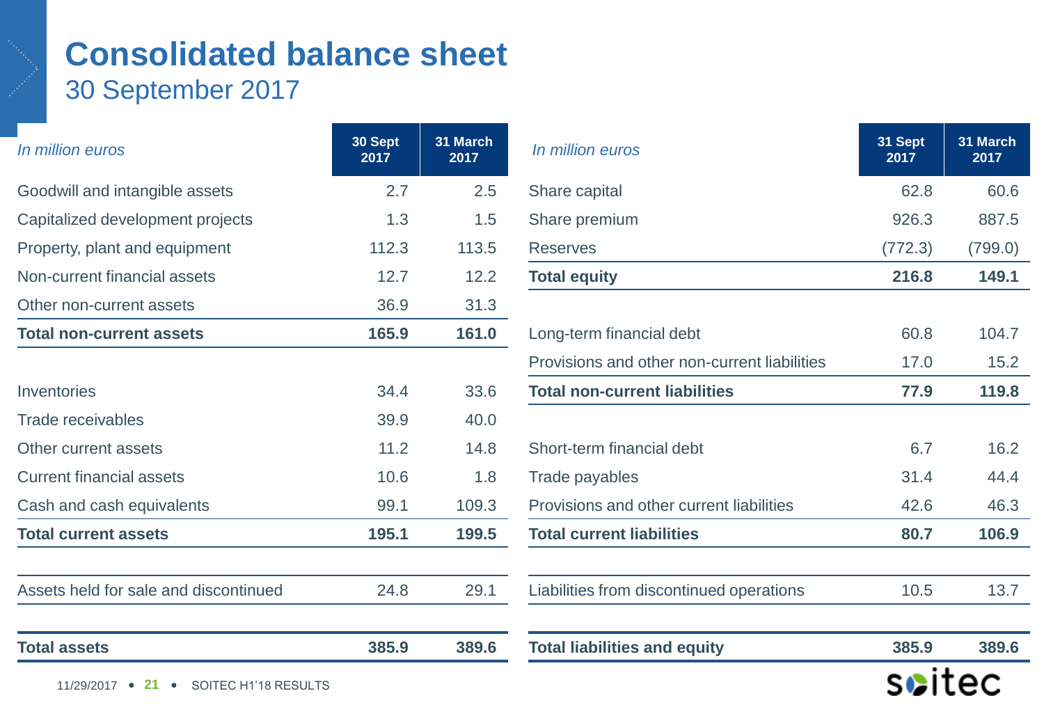# Consolidated balance sheet

## 30 September 2017

| *In million euros* | 30 Sept 2017 | 31 March 2017 |
|---|---|---|
| Goodwill and intangible assets | 2.7 | 2.5 |
| Capitalized development projects | 1.3 | 1.5 |
| Property, plant and equipment | 112.3 | 113.5 |
| Non-current financial assets | 12.7 | 12.2 |
| Other non-current assets | 36.9 | 31.3 |
| **Total non-current assets** | **165.9** | **161.0** |
| Inventories | 34.4 | 33.6 |
| Trade receivables | 39.9 | 40.0 |
| Other current assets | 11.2 | 14.8 |
| Current financial assets | 10.6 | 1.8 |
| Cash and cash equivalents | 99.1 | 109.3 |
| **Total current assets** | **195.1** | **199.5** |
| Assets held for sale and discontinued | 24.8 | 29.1 |
| **Total assets** | **385.9** | **389.6** |

| *In million euros* | 31 Sept 2017 | 31 March 2017 |
|---|---|---|
| Share capital | 62.8 | 60.6 |
| Share premium | 926.3 | 887.5 |
| Reserves | (772.3) | (799.0) |
| **Total equity** | **216.8** | **149.1** |
| Long-term financial debt | 60.8 | 104.7 |
| Provisions and other non-current liabilities | 17.0 | 15.2 |
| **Total non-current liabilities** | **77.9** | **119.8** |
| Short-term financial debt | 6.7 | 16.2 |
| Trade payables | 31.4 | 44.4 |
| Provisions and other current liabilities | 42.6 | 46.3 |
| **Total current liabilities** | **80.7** | **106.9** |
| Liabilities from discontinued operations | 10.5 | 13.7 |
| **Total liabilities and equity** | **385.9** | **389.6** |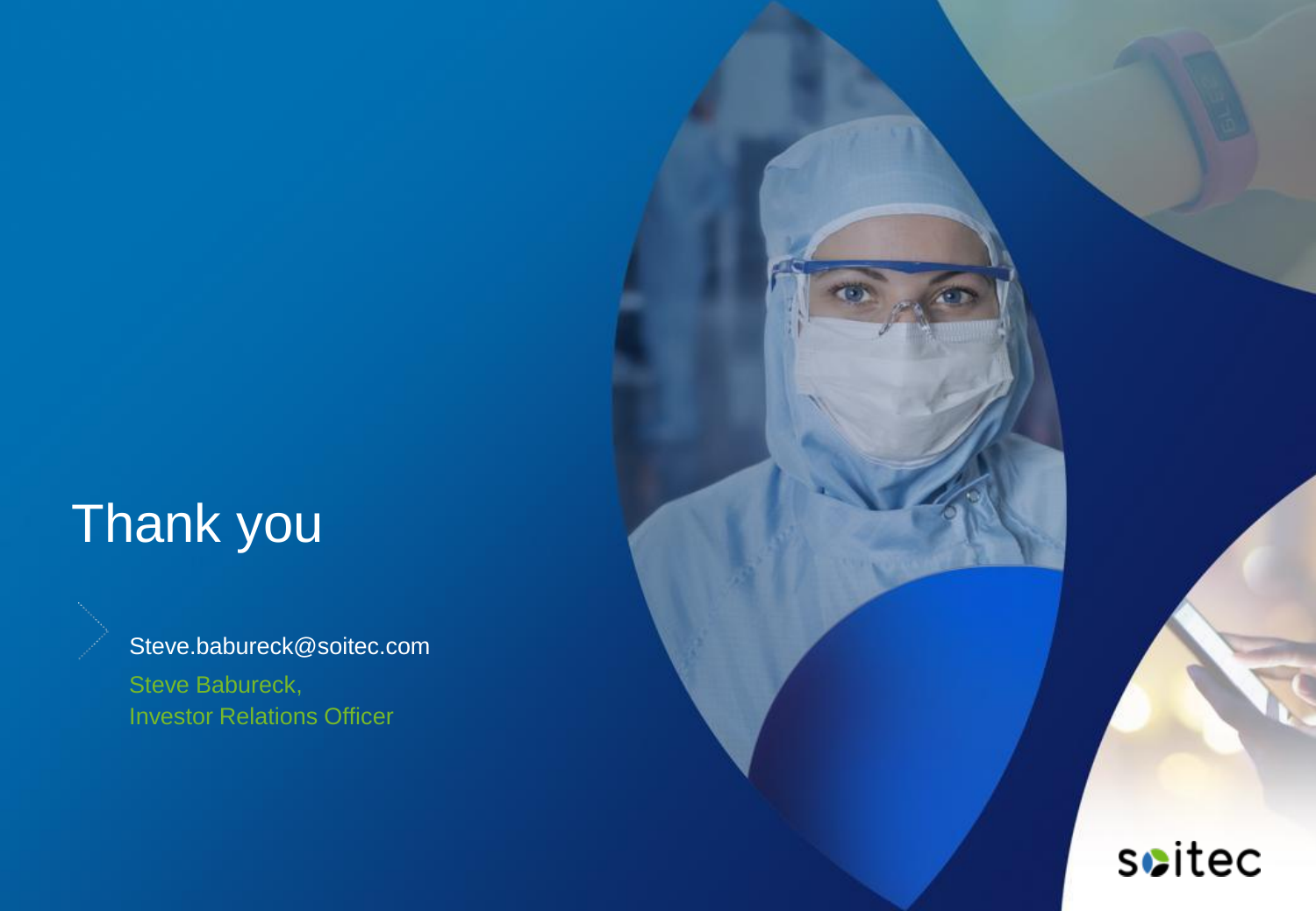# Thank you

Steve.babureck@soitec.com

Steve Babureck,
Investor Relations Officer

soitec